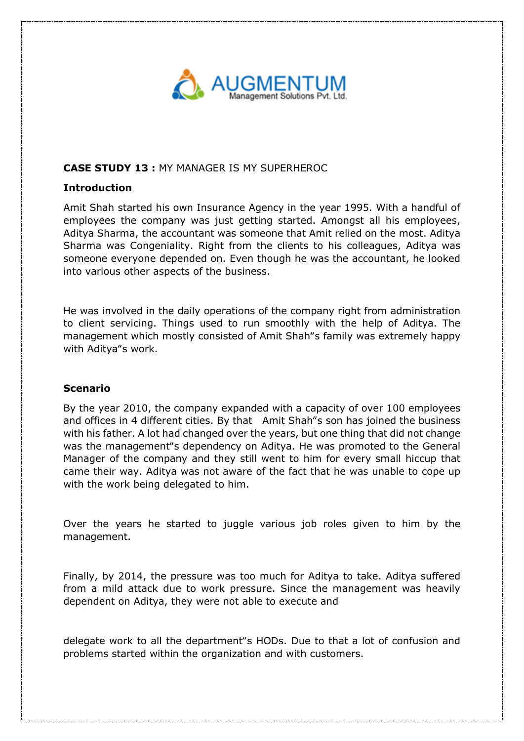**CASE STUDY 13 :** MY MANAGER IS MY SUPERHEROC

**Introduction**

Amit Shah started his own Insurance Agency in the year 1995. With a handful of employees the company was just getting started. Amongst all his employees, Aditya Sharma, the accountant was someone that Amit relied on the most. Aditya Sharma was Congeniality. Right from the clients to his colleagues, Aditya was someone everyone depended on. Even though he was the accountant, he looked into various other aspects of the business.

He was involved in the daily operations of the company right from administration to client servicing. Things used to run smoothly with the help of Aditya. The management which mostly consisted of Amit Shah"s family was extremely happy with Aditya"s work.

**Scenario**

By the year 2010, the company expanded with a capacity of over 100 employees and offices in 4 different cities. By that Amit Shah"s son has joined the business with his father. A lot had changed over the years, but one thing that did not change was the management"s dependency on Aditya. He was promoted to the General Manager of the company and they still went to him for every small hiccup that came their way. Aditya was not aware of the fact that he was unable to cope up with the work being delegated to him.

Over the years he started to juggle various job roles given to him by the management.

Finally, by 2014, the pressure was too much for Aditya to take. Aditya suffered from a mild attack due to work pressure. Since the management was heavily dependent on Aditya, they were not able to execute and

delegate work to all the department"s HODs. Due to that a lot of confusion and problems started within the organization and with customers.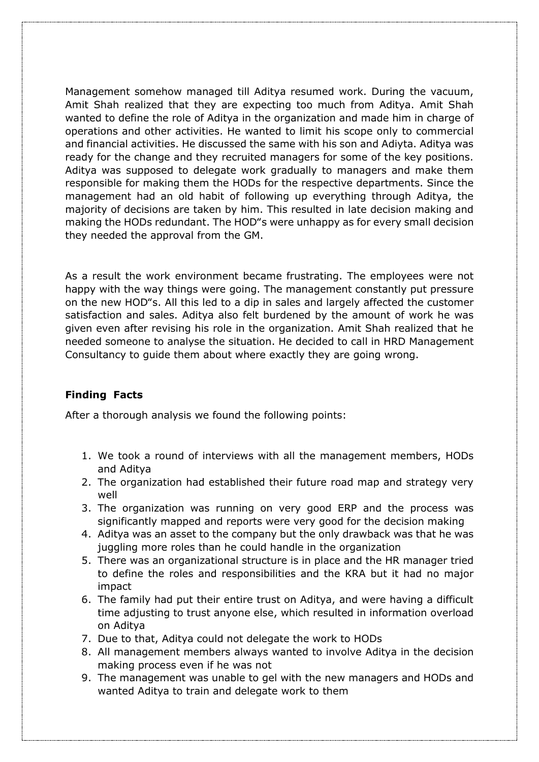Management somehow managed till Aditya resumed work. During the vacuum, Amit Shah realized that they are expecting too much from Aditya. Amit Shah wanted to define the role of Aditya in the organization and made him in charge of operations and other activities. He wanted to limit his scope only to commercial and financial activities. He discussed the same with his son and Adiyta. Aditya was ready for the change and they recruited managers for some of the key positions. Aditya was supposed to delegate work gradually to managers and make them responsible for making them the HODs for the respective departments. Since the management had an old habit of following up everything through Aditya, the majority of decisions are taken by him. This resulted in late decision making and making the HODs redundant. The HOD"s were unhappy as for every small decision they needed the approval from the GM.

As a result the work environment became frustrating. The employees were not happy with the way things were going. The management constantly put pressure on the new HOD"s. All this led to a dip in sales and largely affected the customer satisfaction and sales. Aditya also felt burdened by the amount of work he was given even after revising his role in the organization. Amit Shah realized that he needed someone to analyse the situation. He decided to call in HRD Management Consultancy to guide them about where exactly they are going wrong.

**Finding Facts**

After a thorough analysis we found the following points:

1. We took a round of interviews with all the management members, HODs and Aditya
2. The organization had established their future road map and strategy very well
3. The organization was running on very good ERP and the process was significantly mapped and reports were very good for the decision making
4. Aditya was an asset to the company but the only drawback was that he was juggling more roles than he could handle in the organization
5. There was an organizational structure is in place and the HR manager tried to define the roles and responsibilities and the KRA but it had no major impact
6. The family had put their entire trust on Aditya, and were having a difficult time adjusting to trust anyone else, which resulted in information overload on Aditya
7. Due to that, Aditya could not delegate the work to HODs
8. All management members always wanted to involve Aditya in the decision making process even if he was not
9. The management was unable to gel with the new managers and HODs and wanted Aditya to train and delegate work to them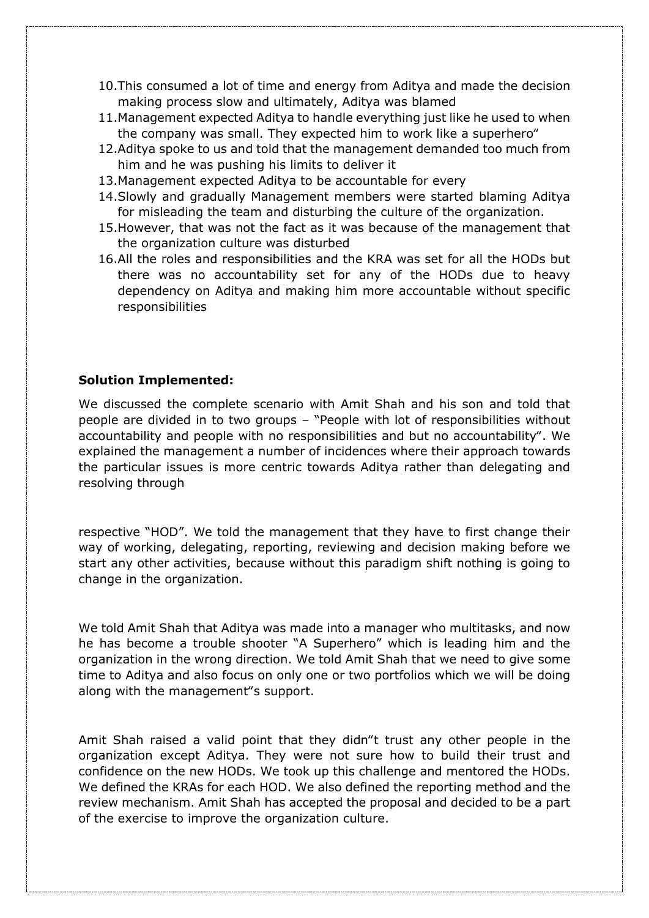10. This consumed a lot of time and energy from Aditya and made the decision making process slow and ultimately, Aditya was blamed
11. Management expected Aditya to handle everything just like he used to when the company was small. They expected him to work like a superhero"
12. Aditya spoke to us and told that the management demanded too much from him and he was pushing his limits to deliver it
13. Management expected Aditya to be accountable for every
14. Slowly and gradually Management members were started blaming Aditya for misleading the team and disturbing the culture of the organization.
15. However, that was not the fact as it was because of the management that the organization culture was disturbed
16. All the roles and responsibilities and the KRA was set for all the HODs but there was no accountability set for any of the HODs due to heavy dependency on Aditya and making him more accountable without specific responsibilities

**Solution Implemented:**

We discussed the complete scenario with Amit Shah and his son and told that people are divided in to two groups – "People with lot of responsibilities without accountability and people with no responsibilities and but no accountability". We explained the management a number of incidences where their approach towards the particular issues is more centric towards Aditya rather than delegating and resolving through

respective "HOD". We told the management that they have to first change their way of working, delegating, reporting, reviewing and decision making before we start any other activities, because without this paradigm shift nothing is going to change in the organization.

We told Amit Shah that Aditya was made into a manager who multitasks, and now he has become a trouble shooter "A Superhero" which is leading him and the organization in the wrong direction. We told Amit Shah that we need to give some time to Aditya and also focus on only one or two portfolios which we will be doing along with the management"s support.

Amit Shah raised a valid point that they didn"t trust any other people in the organization except Aditya. They were not sure how to build their trust and confidence on the new HODs. We took up this challenge and mentored the HODs. We defined the KRAs for each HOD. We also defined the reporting method and the review mechanism. Amit Shah has accepted the proposal and decided to be a part of the exercise to improve the organization culture.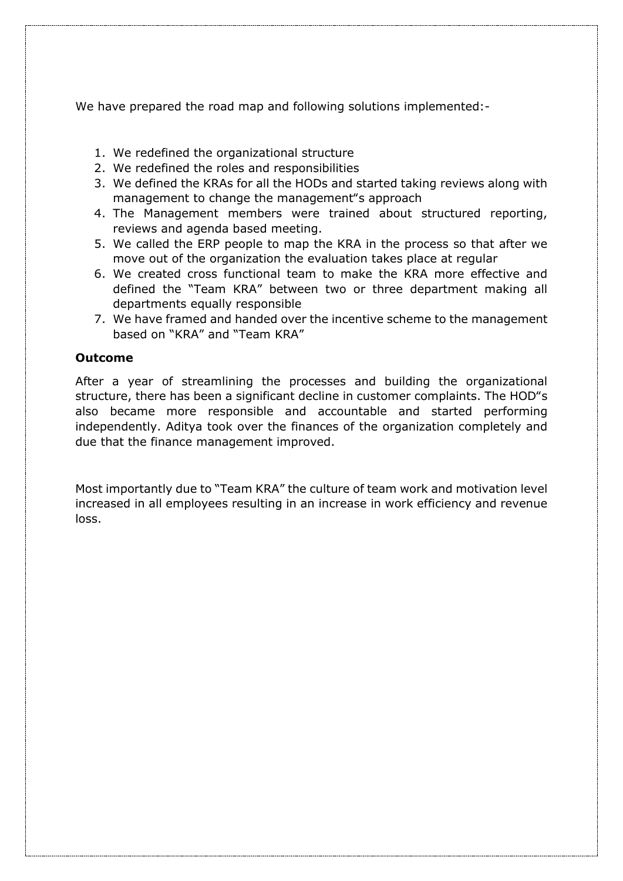We have prepared the road map and following solutions implemented:-

1. We redefined the organizational structure
2. We redefined the roles and responsibilities
3. We defined the KRAs for all the HODs and started taking reviews along with management to change the management"s approach
4. The Management members were trained about structured reporting, reviews and agenda based meeting.
5. We called the ERP people to map the KRA in the process so that after we move out of the organization the evaluation takes place at regular
6. We created cross functional team to make the KRA more effective and defined the "Team KRA" between two or three department making all departments equally responsible
7. We have framed and handed over the incentive scheme to the management based on "KRA" and "Team KRA"

**Outcome**

After a year of streamlining the processes and building the organizational structure, there has been a significant decline in customer complaints. The HOD"s also became more responsible and accountable and started performing independently. Aditya took over the finances of the organization completely and due that the finance management improved.

Most importantly due to "Team KRA" the culture of team work and motivation level increased in all employees resulting in an increase in work efficiency and revenue loss.